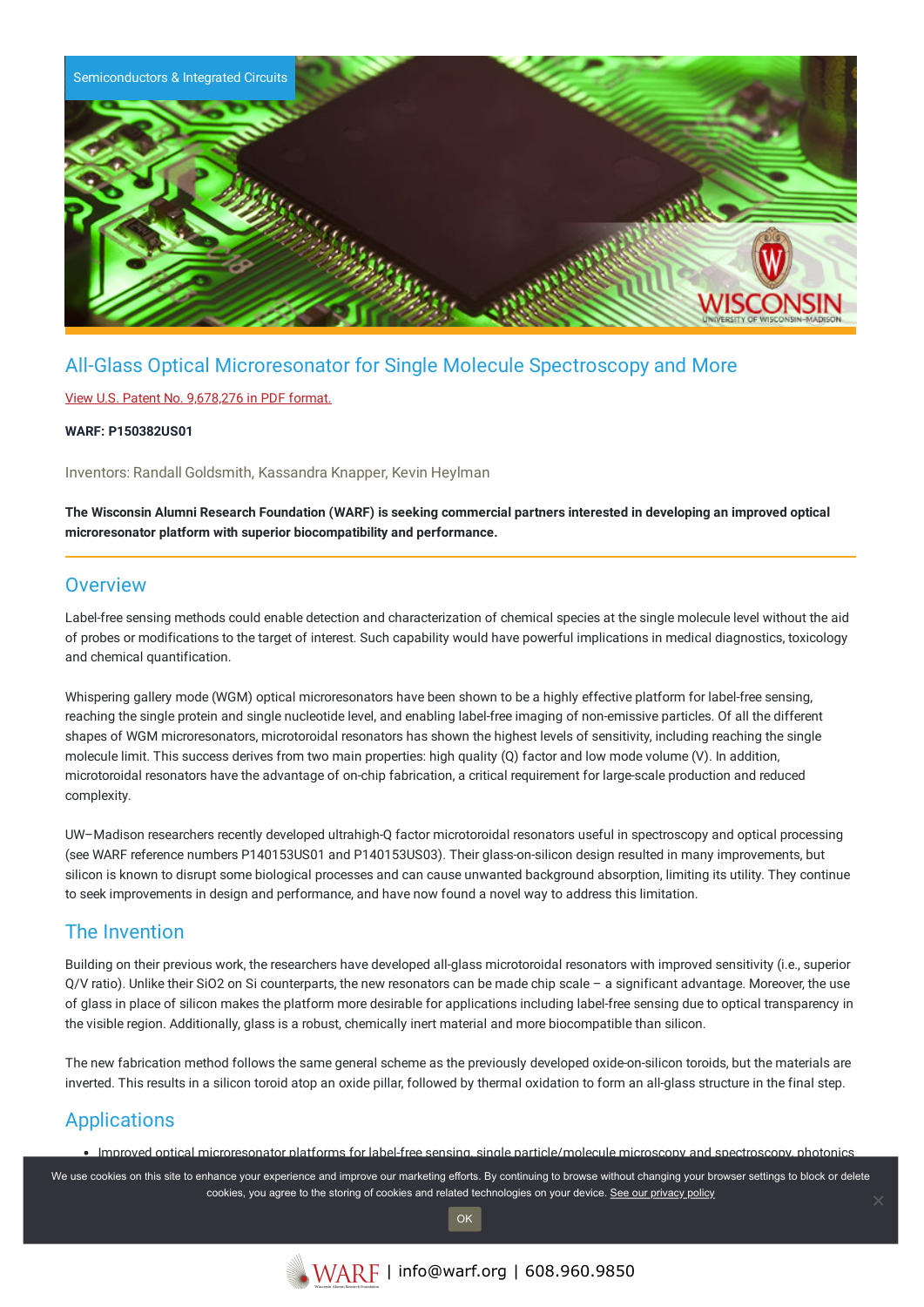Semiconductors & Integrated Circuits

# All-Glass Optical Microresonator for Single Molecule Spectroscopy and More

View U.S. Patent No. 9,678,276 in PDF format.

**WARF: P150382US01**

Inventors: Randall Goldsmith, Kassandra Knapper, Kevin Heylman

**The Wisconsin Alumni Research Foundation (WARF) is seeking commercial partners interested in developing an improved optical microresonator platform with superior biocompatibility and performance.**

## Overview

Label-free sensing methods could enable detection and characterization of chemical species at the single molecule level without the aid of probes or modifications to the target of interest. Such capability would have powerful implications in medical diagnostics, toxicology and chemical quantification.

Whispering gallery mode (WGM) optical microresonators have been shown to be a highly effective platform for label-free sensing, reaching the single protein and single nucleotide level, and enabling label-free imaging of non-emissive particles. Of all the different shapes of WGM microresonators, microtoroidal resonators has shown the highest levels of sensitivity, including reaching the single molecule limit. This success derives from two main properties: high quality (Q) factor and low mode volume (V). In addition, microtoroidal resonators have the advantage of on-chip fabrication, a critical requirement for large-scale production and reduced complexity.

UW–Madison researchers recently developed ultrahigh-Q factor microtoroidal resonators useful in spectroscopy and optical processing (see WARF reference numbers P140153US01 and P140153US03). Their glass-on-silicon design resulted in many improvements, but silicon is known to disrupt some biological processes and can cause unwanted background absorption, limiting its utility. They continue to seek improvements in design and performance, and have now found a novel way to address this limitation.

## The Invention

Building on their previous work, the researchers have developed all-glass microtoroidal resonators with improved sensitivity (i.e., superior Q/V ratio). Unlike their $SiO_2$ on Si counterparts, the new resonators can be made chip scale – a significant advantage. Moreover, the use of glass in place of silicon makes the platform more desirable for applications including label-free sensing due to optical transparency in the visible region. Additionally, glass is a robust, chemically inert material and more biocompatible than silicon.

The new fabrication method follows the same general scheme as the previously developed oxide-on-silicon toroids, but the materials are inverted. This results in a silicon toroid atop an oxide pillar, followed by thermal oxidation to form an all-glass structure in the final step.

## Applications

- Improved optical microresonator platforms for label-free sensing, single particle/molecule microscopy and spectroscopy, photonics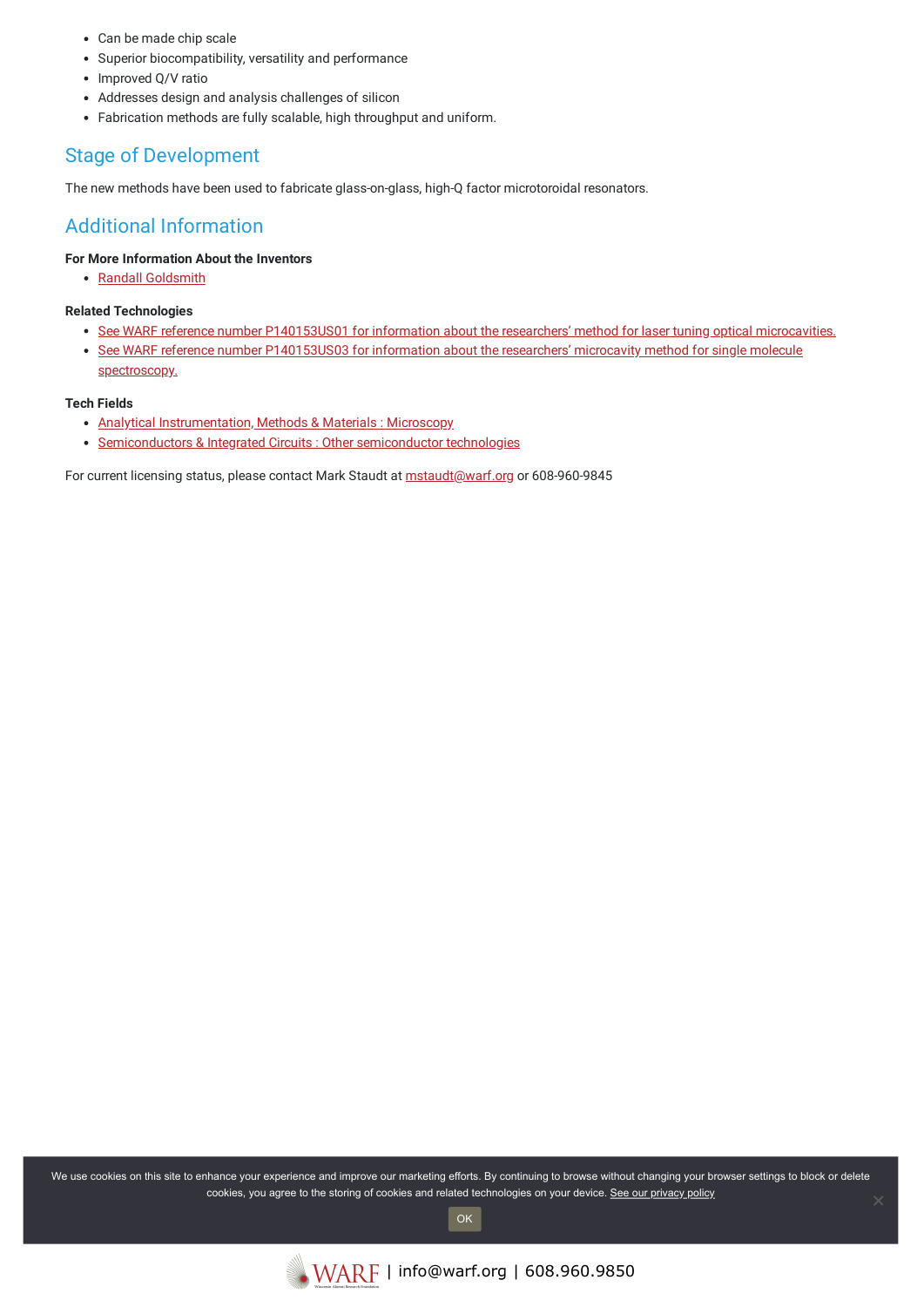- Can be made chip scale
- Superior biocompatibility, versatility and performance
- Improved Q/V ratio
- Addresses design and analysis challenges of silicon
- Fabrication methods are fully scalable, high throughput and uniform.

## Stage of Development

The new methods have been used to fabricate glass-on-glass, high-Q factor microtoroidal resonators.

## Additional Information

**For More Information About the Inventors**

- Randall Goldsmith

**Related Technologies**

- See WARF reference number P140153US01 for information about the researchers' method for laser tuning optical microcavities.
- See WARF reference number P140153US03 for information about the researchers' microcavity method for single molecule spectroscopy.

**Tech Fields**

- Analytical Instrumentation, Methods & Materials : Microscopy
- Semiconductors & Integrated Circuits : Other semiconductor technologies

For current licensing status, please contact Mark Staudt at mstaudt@warf.org or 608-960-9845